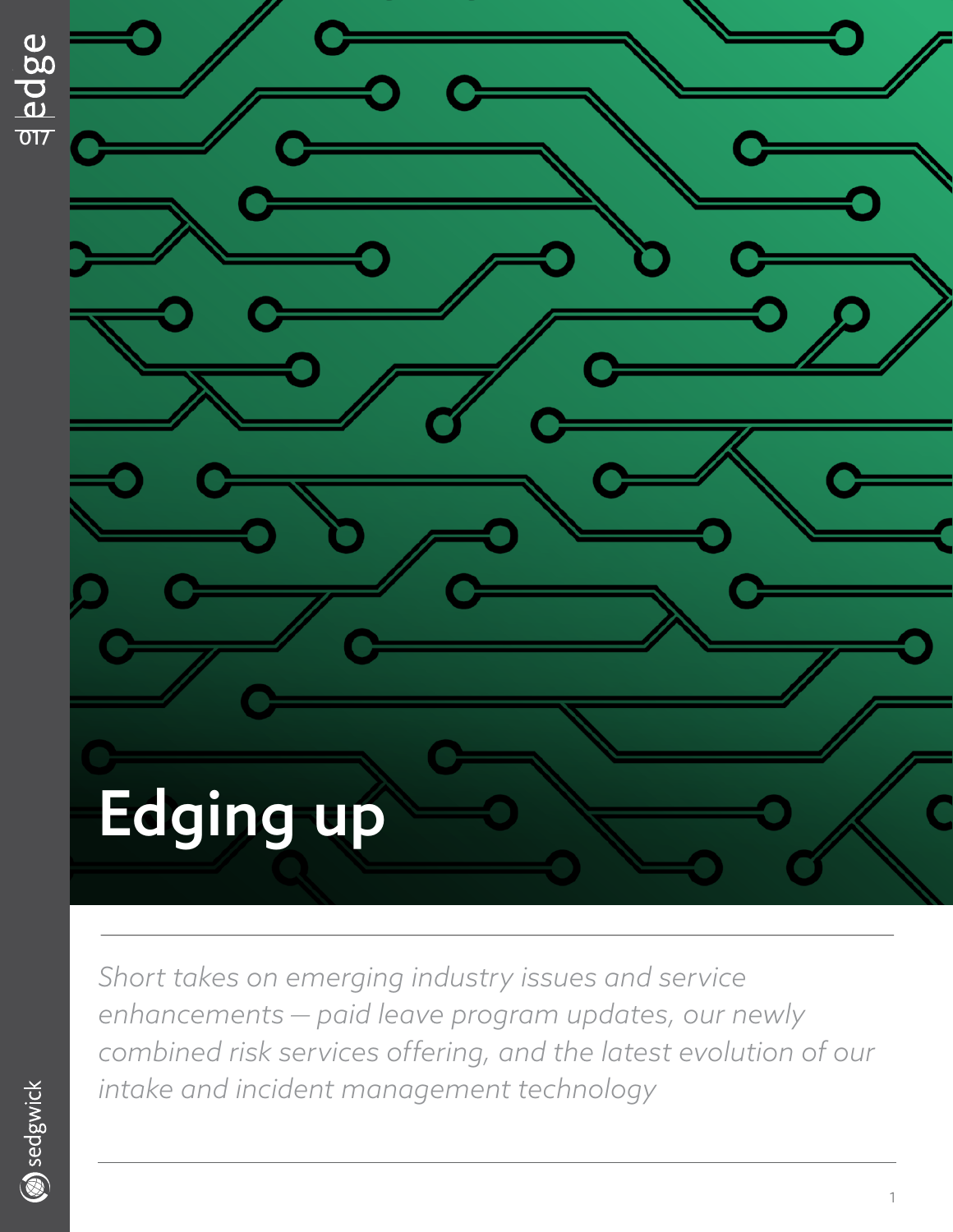# Edging up

*Short takes on emerging industry issues and service enhancements — paid leave program updates, our newly combined risk services offering, and the latest evolution of our intake and incident management technology*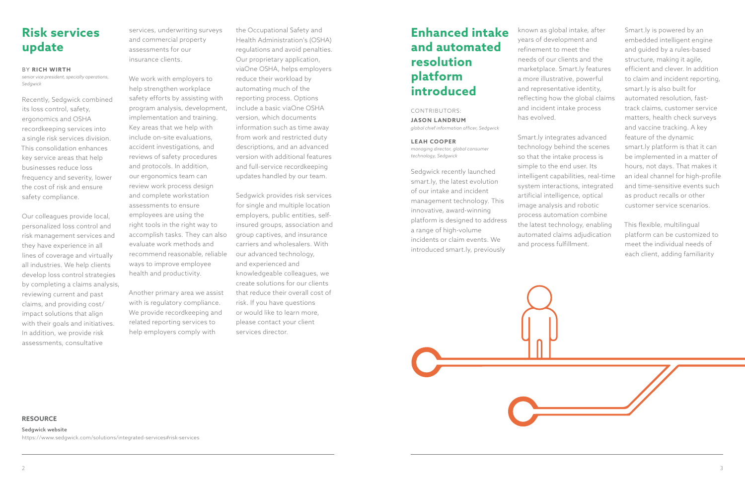# Risk services update

BY **RICH WIRTH**
*senior vice president, specialty operations, Sedgwick*

Recently, Sedgwick combined its loss control, safety, ergonomics and OSHA recordkeeping services into a single risk services division. This consolidation enhances key service areas that help businesses reduce loss frequency and severity, lower the cost of risk and ensure safety compliance.

Our colleagues provide local, personalized loss control and risk management services and they have experience in all lines of coverage and virtually all industries. We help clients develop loss control strategies by completing a claims analysis, reviewing current and past claims, and providing cost/impact solutions that align with their goals and initiatives. In addition, we provide risk assessments, consultative services, underwriting surveys and commercial property assessments for our insurance clients.

We work with employers to help strengthen workplace safety efforts by assisting with program analysis, development, implementation and training. Key areas that we help with include on-site evaluations, accident investigations, and reviews of safety procedures and protocols. In addition, our ergonomics team can review work process design and complete workstation assessments to ensure employees are using the right tools in the right way to accomplish tasks. They can also evaluate work methods and recommend reasonable, reliable ways to improve employee health and productivity.

Another primary area we assist with is regulatory compliance. We provide recordkeeping and related reporting services to help employers comply with the Occupational Safety and Health Administration's (OSHA) regulations and avoid penalties. Our proprietary application, viaOne OSHA, helps employers reduce their workload by automating much of the reporting process. Options include a basic viaOne OSHA version, which documents information such as time away from work and restricted duty descriptions, and an advanced version with additional features and full-service recordkeeping updates handled by our team.

Sedgwick provides risk services for single and multiple location employers, public entities, self-insured groups, association and group captives, and insurance carriers and wholesalers. With our advanced technology, and experienced and knowledgeable colleagues, we create solutions for our clients that reduce their overall cost of risk. If you have questions or would like to learn more, please contact your client services director.

**RESOURCE**

**Sedgwick website**
https://www.sedgwick.com/solutions/integrated-services#risk-services

# Enhanced intake and automated resolution platform introduced

CONTRIBUTORS:

**JASON LANDRUM**
*global chief information officer, Sedgwick*

**LEAH COOPER**
*managing director, global consumer technology, Sedgwick*

Sedgwick recently launched smart.ly, the latest evolution of our intake and incident management technology. This innovative, award-winning platform is designed to address a range of high-volume incidents or claim events. We introduced smart.ly, previously known as global intake, after years of development and refinement to meet the needs of our clients and the marketplace. Smart.ly features a more illustrative, powerful and representative identity, reflecting how the global claims and incident intake process has evolved.

Smart.ly integrates advanced technology behind the scenes so that the intake process is simple to the end user. Its intelligent capabilities, real-time system interactions, integrated artificial intelligence, optical image analysis and robotic process automation combine the latest technology, enabling automated claims adjudication and process fulfillment.

Smart.ly is powered by an embedded intelligent engine and guided by a rules-based structure, making it agile, efficient and clever. In addition to claim and incident reporting, smart.ly is also built for automated resolution, fast-track claims, customer service matters, health check surveys and vaccine tracking. A key feature of the dynamic smart.ly platform is that it can be implemented in a matter of hours, not days. That makes it an ideal channel for high-profile and time-sensitive events such as product recalls or other customer service scenarios.

This flexible, multilingual platform can be customized to meet the individual needs of each client, adding familiarity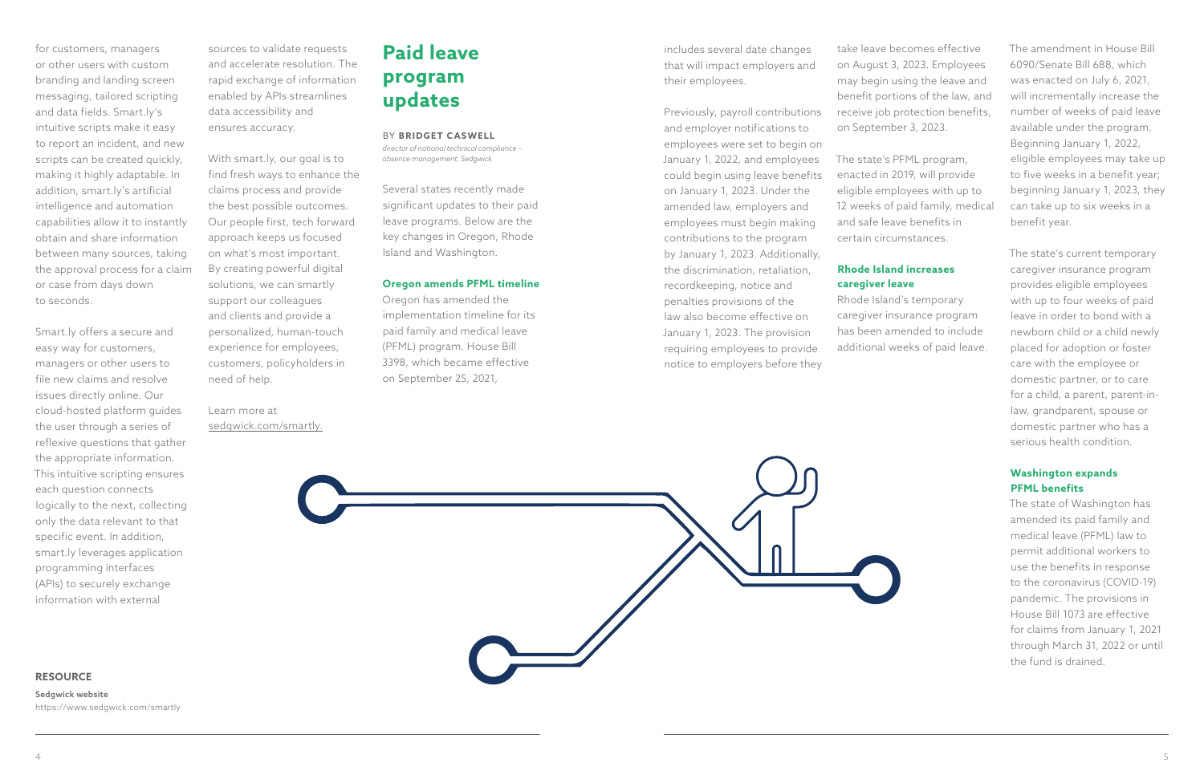for customers, managers or other users with custom branding and landing screen messaging, tailored scripting and data fields. Smart.ly's intuitive scripts make it easy to report an incident, and new scripts can be created quickly, making it highly adaptable. In addition, smart.ly's artificial intelligence and automation capabilities allow it to instantly obtain and share information between many sources, taking the approval process for a claim or case from days down to seconds.

Smart.ly offers a secure and easy way for customers, managers or other users to file new claims and resolve issues directly online. Our cloud-hosted platform guides the user through a series of reflexive questions that gather the appropriate information. This intuitive scripting ensures each question connects logically to the next, collecting only the data relevant to that specific event. In addition, smart.ly leverages application programming interfaces (APIs) to securely exchange information with external sources to validate requests and accelerate resolution. The rapid exchange of information enabled by APIs streamlines data accessibility and ensures accuracy.

With smart.ly, our goal is to find fresh ways to enhance the claims process and provide the best possible outcomes. Our people first, tech forward approach keeps us focused on what's most important. By creating powerful digital solutions, we can smartly support our colleagues and clients and provide a personalized, human-touch experience for employees, customers, policyholders in need of help.

Learn more at sedgwick.com/smartly.

**RESOURCE**

**Sedgwick website**
https://www.sedgwick.com/smartly

# Paid leave program updates

BY **BRIDGET CASWELL**
*director of national technical compliance – absence management, Sedgwick*

Several states recently made significant updates to their paid leave programs. Below are the key changes in Oregon, Rhode Island and Washington.

### Oregon amends PFML timeline

Oregon has amended the implementation timeline for its paid family and medical leave (PFML) program. House Bill 3398, which became effective on September 25, 2021, includes several date changes that will impact employers and their employees.

Previously, payroll contributions and employer notifications to employees were set to begin on January 1, 2022, and employees could begin using leave benefits on January 1, 2023. Under the amended law, employers and employees must begin making contributions to the program by January 1, 2023. Additionally, the discrimination, retaliation, recordkeeping, notice and penalties provisions of the law also become effective on January 1, 2023. The provision requiring employees to provide notice to employers before they take leave becomes effective on August 3, 2023. Employees may begin using the leave and benefit portions of the law, and receive job protection benefits, on September 3, 2023.

The state's PFML program, enacted in 2019, will provide eligible employees with up to 12 weeks of paid family, medical and safe leave benefits in certain circumstances.

### Rhode Island increases caregiver leave

Rhode Island's temporary caregiver insurance program has been amended to include additional weeks of paid leave. The amendment in House Bill 6090/Senate Bill 688, which was enacted on July 6, 2021, will incrementally increase the number of weeks of paid leave available under the program. Beginning January 1, 2022, eligible employees may take up to five weeks in a benefit year; beginning January 1, 2023, they can take up to six weeks in a benefit year.

The state's current temporary caregiver insurance program provides eligible employees with up to four weeks of paid leave in order to bond with a newborn child or a child newly placed for adoption or foster care with the employee or domestic partner, or to care for a child, a parent, parent-in-law, grandparent, spouse or domestic partner who has a serious health condition.

### Washington expands PFML benefits

The state of Washington has amended its paid family and medical leave (PFML) law to permit additional workers to use the benefits in response to the coronavirus (COVID-19) pandemic. The provisions in House Bill 1073 are effective for claims from January 1, 2021 through March 31, 2022 or until the fund is drained.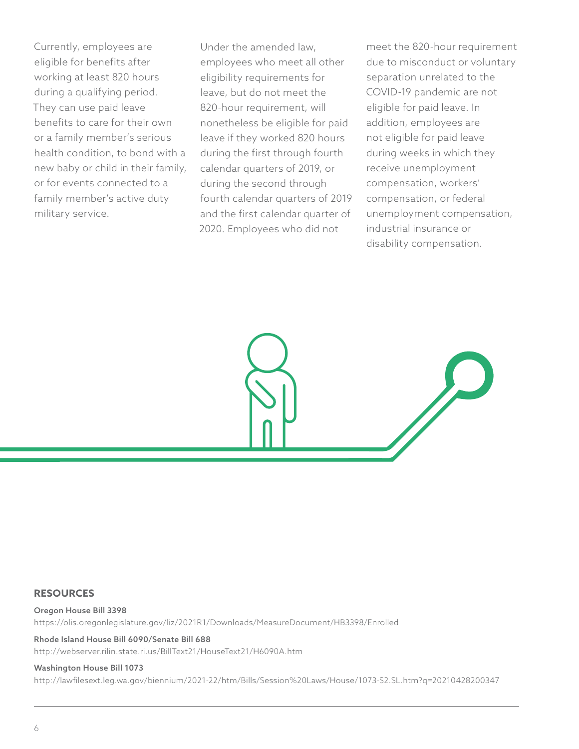Currently, employees are eligible for benefits after working at least 820 hours during a qualifying period. They can use paid leave benefits to care for their own or a family member's serious health condition, to bond with a new baby or child in their family, or for events connected to a family member's active duty military service.

Under the amended law, employees who meet all other eligibility requirements for leave, but do not meet the 820-hour requirement, will nonetheless be eligible for paid leave if they worked 820 hours during the first through fourth calendar quarters of 2019, or during the second through fourth calendar quarters of 2019 and the first calendar quarter of 2020. Employees who did not meet the 820-hour requirement due to misconduct or voluntary separation unrelated to the COVID-19 pandemic are not eligible for paid leave. In addition, employees are not eligible for paid leave during weeks in which they receive unemployment compensation, workers' compensation, or federal unemployment compensation, industrial insurance or disability compensation.

## RESOURCES

**Oregon House Bill 3398**
https://olis.oregonlegislature.gov/liz/2021R1/Downloads/MeasureDocument/HB3398/Enrolled

**Rhode Island House Bill 6090/Senate Bill 688**
http://webserver.rilin.state.ri.us/BillText21/HouseText21/H6090A.htm

**Washington House Bill 1073**
http://lawfilesext.leg.wa.gov/biennium/2021-22/htm/Bills/Session%20Laws/House/1073-S2.SL.htm?q=20210428200347